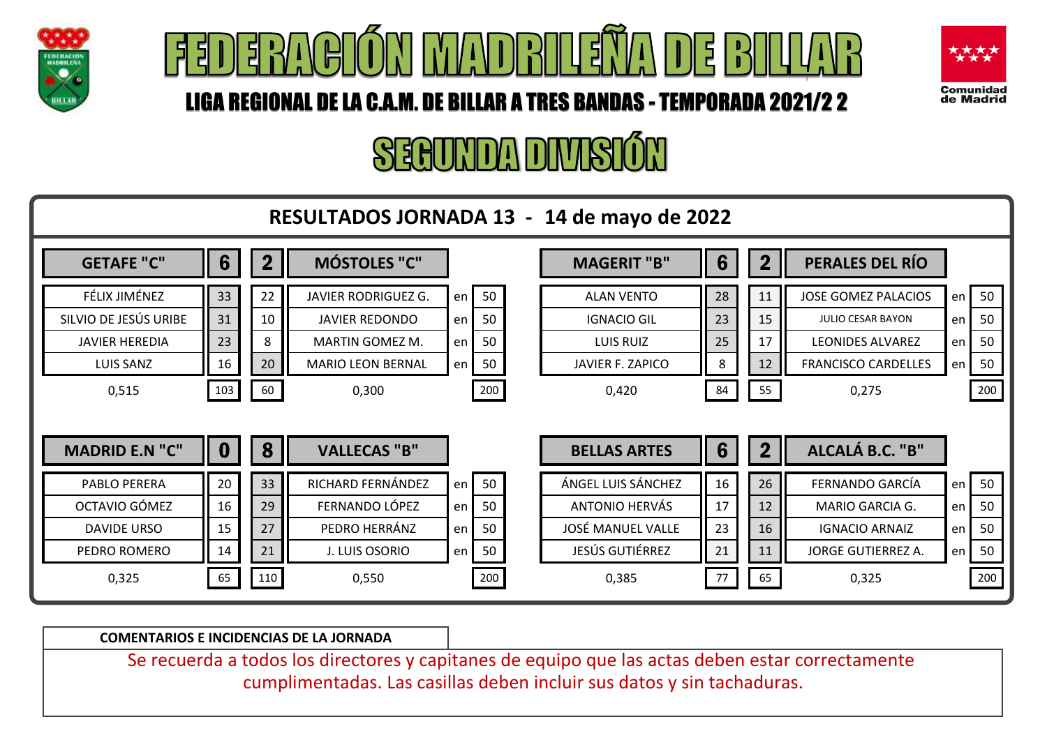# FEDERACIÓN MADRILEÑA DE BILLAR

## LIGA REGIONAL DE LA C.A.M. DE BILLAR A TRES BANDAS - TEMPORADA 2021/2 2

## SEGUNDA DIVISIÓN

### RESULTADOS JORNADA 13 - 14 de mayo de 2022

| GETAFE "C" | 6 | 2 | MÓSTOLES "C" | | |
|---|---|---|---|---|---|
| FÉLIX JIMÉNEZ | 33 | 22 | JAVIER RODRIGUEZ G. | en | 50 |
| SILVIO DE JESÚS URIBE | 31 | 10 | JAVIER REDONDO | en | 50 |
| JAVIER HEREDIA | 23 | 8 | MARTIN GOMEZ M. | en | 50 |
| LUIS SANZ | 16 | 20 | MARIO LEON BERNAL | en | 50 |
| 0,515 | 103 | 60 | 0,300 | | 200 |

| MAGERIT "B" | 6 | 2 | PERALES DEL RÍO | | |
|---|---|---|---|---|---|
| ALAN VENTO | 28 | 11 | JOSE GOMEZ PALACIOS | en | 50 |
| IGNACIO GIL | 23 | 15 | JULIO CESAR BAYON | en | 50 |
| LUIS RUIZ | 25 | 17 | LEONIDES ALVAREZ | en | 50 |
| JAVIER F. ZAPICO | 8 | 12 | FRANCISCO CARDELLES | en | 50 |
| 0,420 | 84 | 55 | 0,275 | | 200 |

| MADRID E.N "C" | 0 | 8 | VALLECAS "B" | | |
|---|---|---|---|---|---|
| PABLO PERERA | 20 | 33 | RICHARD FERNÁNDEZ | en | 50 |
| OCTAVIO GÓMEZ | 16 | 29 | FERNANDO LÓPEZ | en | 50 |
| DAVIDE URSO | 15 | 27 | PEDRO HERRÁNZ | en | 50 |
| PEDRO ROMERO | 14 | 21 | J. LUIS OSORIO | en | 50 |
| 0,325 | 65 | 110 | 0,550 | | 200 |

| BELLAS ARTES | 6 | 2 | ALCALÁ B.C. "B" | | |
|---|---|---|---|---|---|
| ÁNGEL LUIS SÁNCHEZ | 16 | 26 | FERNANDO GARCÍA | en | 50 |
| ANTONIO HERVÁS | 17 | 12 | MARIO GARCIA G. | en | 50 |
| JOSÉ MANUEL VALLE | 23 | 16 | IGNACIO ARNAIZ | en | 50 |
| JESÚS GUTIÉRREZ | 21 | 11 | JORGE GUTIERREZ A. | en | 50 |
| 0,385 | 77 | 65 | 0,325 | | 200 |

**COMENTARIOS E INCIDENCIAS DE LA JORNADA**

Se recuerda a todos los directores y capitanes de equipo que las actas deben estar correctamente cumplimentadas. Las casillas deben incluir sus datos y sin tachaduras.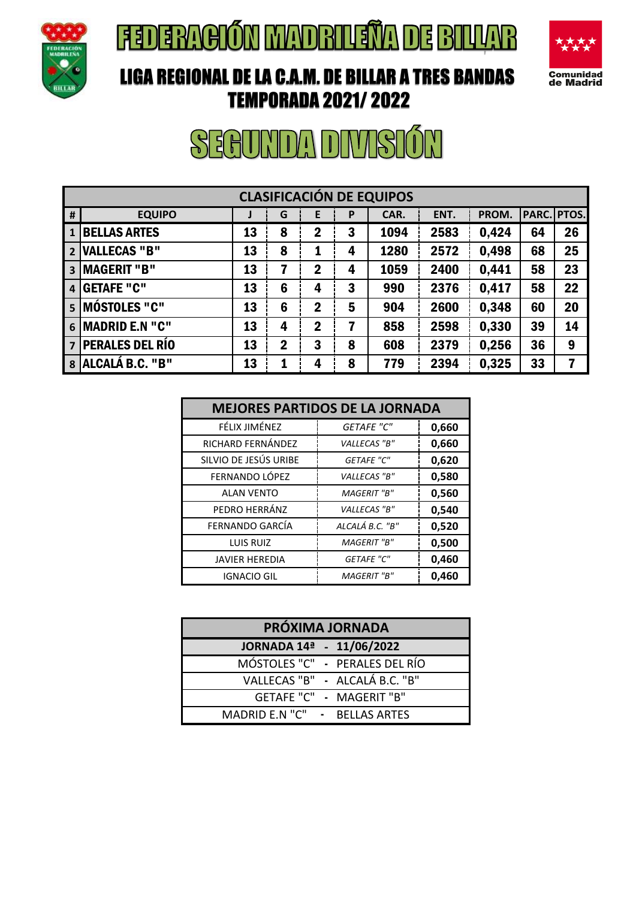# FEDERACIÓN MADRILEÑA DE BILLAR

## LIGA REGIONAL DE LA C.A.M. DE BILLAR A TRES BANDAS
## TEMPORADA 2021/ 2022

# SEGUNDA DIVISIÓN

| CLASIFICACIÓN DE EQUIPOS | | | | | | | | | | |
|---|---|---|---|---|---|---|---|---|---|---|
| # | EQUIPO | J | G | E | P | CAR. | ENT. | PROM. | PARC. | PTOS. |
| 1 | BELLAS ARTES | 13 | 8 | 2 | 3 | 1094 | 2583 | 0,424 | 64 | 26 |
| 2 | VALLECAS "B" | 13 | 8 | 1 | 4 | 1280 | 2572 | 0,498 | 68 | 25 |
| 3 | MAGERIT "B" | 13 | 7 | 2 | 4 | 1059 | 2400 | 0,441 | 58 | 23 |
| 4 | GETAFE "C" | 13 | 6 | 4 | 3 | 990 | 2376 | 0,417 | 58 | 22 |
| 5 | MÓSTOLES "C" | 13 | 6 | 2 | 5 | 904 | 2600 | 0,348 | 60 | 20 |
| 6 | MADRID E.N "C" | 13 | 4 | 2 | 7 | 858 | 2598 | 0,330 | 39 | 14 |
| 7 | PERALES DEL RÍO | 13 | 2 | 3 | 8 | 608 | 2379 | 0,256 | 36 | 9 |
| 8 | ALCALÁ B.C. "B" | 13 | 1 | 4 | 8 | 779 | 2394 | 0,325 | 33 | 7 |

| MEJORES PARTIDOS DE LA JORNADA | | |
|---|---|---|
| FÉLIX JIMÉNEZ | *GETAFE "C"* | 0,660 |
| RICHARD FERNÁNDEZ | *VALLECAS "B"* | 0,660 |
| SILVIO DE JESÚS URIBE | *GETAFE "C"* | 0,620 |
| FERNANDO LÓPEZ | *VALLECAS "B"* | 0,580 |
| ALAN VENTO | *MAGERIT "B"* | 0,560 |
| PEDRO HERRÁNZ | *VALLECAS "B"* | 0,540 |
| FERNANDO GARCÍA | *ALCALÁ B.C. "B"* | 0,520 |
| LUIS RUIZ | *MAGERIT "B"* | 0,500 |
| JAVIER HEREDIA | *GETAFE "C"* | 0,460 |
| IGNACIO GIL | *MAGERIT "B"* | 0,460 |

| PRÓXIMA JORNADA | | |
|---|---|---|
| JORNADA 14ª | - | 11/06/2022 |
| MÓSTOLES "C" | - | PERALES DEL RÍO |
| VALLECAS "B" | - | ALCALÁ B.C. "B" |
| GETAFE "C" | - | MAGERIT "B" |
| MADRID E.N "C" | - | BELLAS ARTES |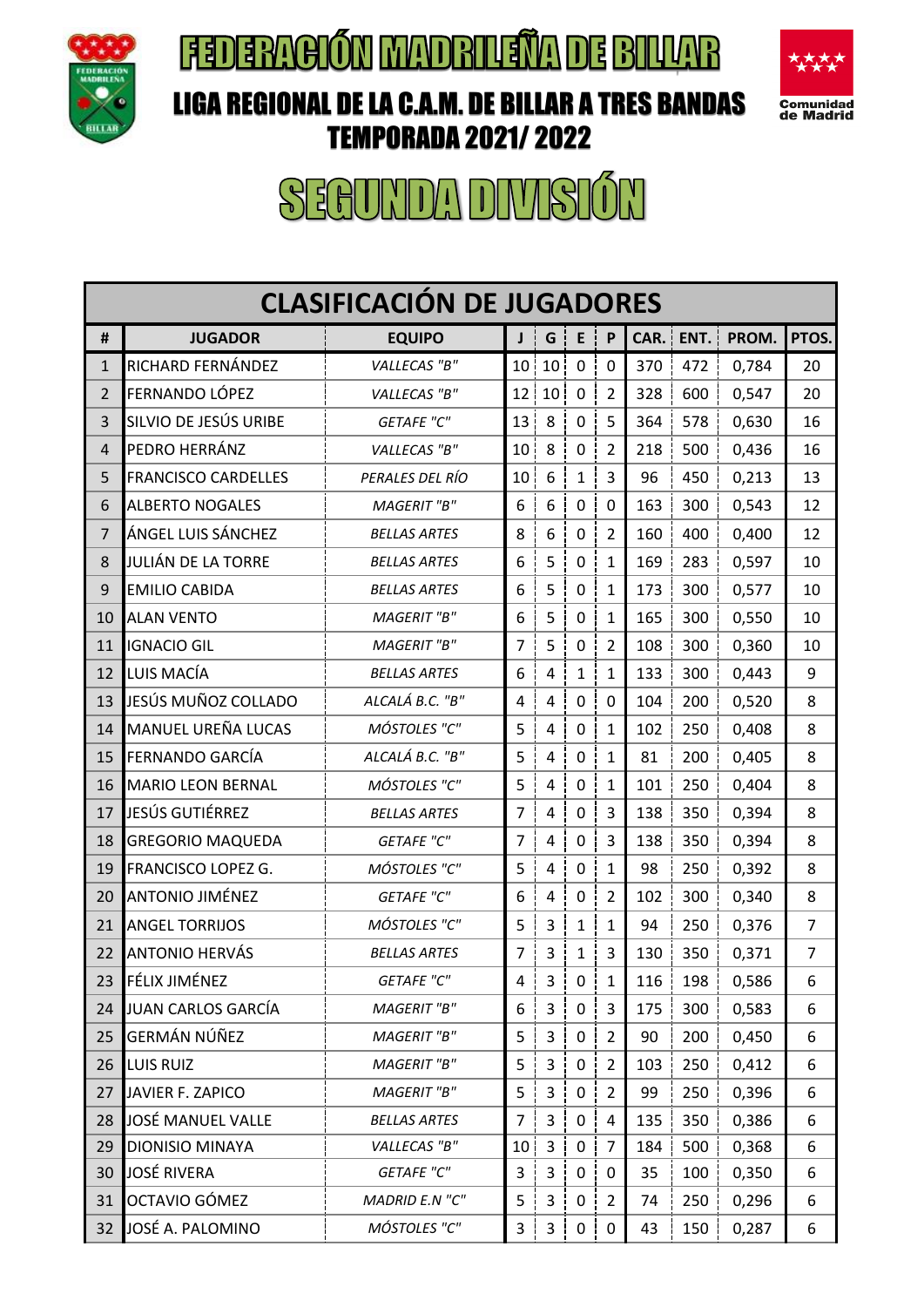# FEDERACIÓN MADRILEÑA DE BILLAR

## LIGA REGIONAL DE LA C.A.M. DE BILLAR A TRES BANDAS

## TEMPORADA 2021/ 2022

# SEGUNDA DIVISIÓN

| CLASIFICACIÓN DE JUGADORES | | | | | | | | | | |
|---|---|---|---|---|---|---|---|---|---|---|
| # | JUGADOR | EQUIPO | J | G | E | P | CAR. | ENT. | PROM. | PTOS. |
| 1 | RICHARD FERNÁNDEZ | *VALLECAS "B"* | 10 | 10 | 0 | 0 | 370 | 472 | 0,784 | 20 |
| 2 | FERNANDO LÓPEZ | *VALLECAS "B"* | 12 | 10 | 0 | 2 | 328 | 600 | 0,547 | 20 |
| 3 | SILVIO DE JESÚS URIBE | *GETAFE "C"* | 13 | 8 | 0 | 5 | 364 | 578 | 0,630 | 16 |
| 4 | PEDRO HERRÁNZ | *VALLECAS "B"* | 10 | 8 | 0 | 2 | 218 | 500 | 0,436 | 16 |
| 5 | FRANCISCO CARDELLES | *PERALES DEL RÍO* | 10 | 6 | 1 | 3 | 96 | 450 | 0,213 | 13 |
| 6 | ALBERTO NOGALES | *MAGERIT "B"* | 6 | 6 | 0 | 0 | 163 | 300 | 0,543 | 12 |
| 7 | ÁNGEL LUIS SÁNCHEZ | *BELLAS ARTES* | 8 | 6 | 0 | 2 | 160 | 400 | 0,400 | 12 |
| 8 | JULIÁN DE LA TORRE | *BELLAS ARTES* | 6 | 5 | 0 | 1 | 169 | 283 | 0,597 | 10 |
| 9 | EMILIO CABIDA | *BELLAS ARTES* | 6 | 5 | 0 | 1 | 173 | 300 | 0,577 | 10 |
| 10 | ALAN VENTO | *MAGERIT "B"* | 6 | 5 | 0 | 1 | 165 | 300 | 0,550 | 10 |
| 11 | IGNACIO GIL | *MAGERIT "B"* | 7 | 5 | 0 | 2 | 108 | 300 | 0,360 | 10 |
| 12 | LUIS MACÍA | *BELLAS ARTES* | 6 | 4 | 1 | 1 | 133 | 300 | 0,443 | 9 |
| 13 | JESÚS MUÑOZ COLLADO | *ALCALÁ B.C. "B"* | 4 | 4 | 0 | 0 | 104 | 200 | 0,520 | 8 |
| 14 | MANUEL UREÑA LUCAS | *MÓSTOLES "C"* | 5 | 4 | 0 | 1 | 102 | 250 | 0,408 | 8 |
| 15 | FERNANDO GARCÍA | *ALCALÁ B.C. "B"* | 5 | 4 | 0 | 1 | 81 | 200 | 0,405 | 8 |
| 16 | MARIO LEON BERNAL | *MÓSTOLES "C"* | 5 | 4 | 0 | 1 | 101 | 250 | 0,404 | 8 |
| 17 | JESÚS GUTIÉRREZ | *BELLAS ARTES* | 7 | 4 | 0 | 3 | 138 | 350 | 0,394 | 8 |
| 18 | GREGORIO MAQUEDA | *GETAFE "C"* | 7 | 4 | 0 | 3 | 138 | 350 | 0,394 | 8 |
| 19 | FRANCISCO LOPEZ G. | *MÓSTOLES "C"* | 5 | 4 | 0 | 1 | 98 | 250 | 0,392 | 8 |
| 20 | ANTONIO JIMÉNEZ | *GETAFE "C"* | 6 | 4 | 0 | 2 | 102 | 300 | 0,340 | 8 |
| 21 | ANGEL TORRIJOS | *MÓSTOLES "C"* | 5 | 3 | 1 | 1 | 94 | 250 | 0,376 | 7 |
| 22 | ANTONIO HERVÁS | *BELLAS ARTES* | 7 | 3 | 1 | 3 | 130 | 350 | 0,371 | 7 |
| 23 | FÉLIX JIMÉNEZ | *GETAFE "C"* | 4 | 3 | 0 | 1 | 116 | 198 | 0,586 | 6 |
| 24 | JUAN CARLOS GARCÍA | *MAGERIT "B"* | 6 | 3 | 0 | 3 | 175 | 300 | 0,583 | 6 |
| 25 | GERMÁN NÚÑEZ | *MAGERIT "B"* | 5 | 3 | 0 | 2 | 90 | 200 | 0,450 | 6 |
| 26 | LUIS RUIZ | *MAGERIT "B"* | 5 | 3 | 0 | 2 | 103 | 250 | 0,412 | 6 |
| 27 | JAVIER F. ZAPICO | *MAGERIT "B"* | 5 | 3 | 0 | 2 | 99 | 250 | 0,396 | 6 |
| 28 | JOSÉ MANUEL VALLE | *BELLAS ARTES* | 7 | 3 | 0 | 4 | 135 | 350 | 0,386 | 6 |
| 29 | DIONISIO MINAYA | *VALLECAS "B"* | 10 | 3 | 0 | 7 | 184 | 500 | 0,368 | 6 |
| 30 | JOSÉ RIVERA | *GETAFE "C"* | 3 | 3 | 0 | 0 | 35 | 100 | 0,350 | 6 |
| 31 | OCTAVIO GÓMEZ | *MADRID E.N "C"* | 5 | 3 | 0 | 2 | 74 | 250 | 0,296 | 6 |
| 32 | JOSÉ A. PALOMINO | *MÓSTOLES "C"* | 3 | 3 | 0 | 0 | 43 | 150 | 0,287 | 6 |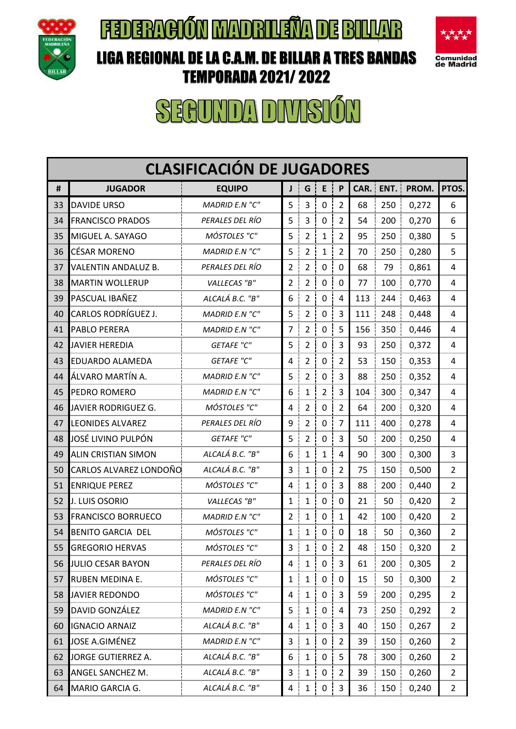# FEDERACIÓN MADRILEÑA DE BILLAR

## LIGA REGIONAL DE LA C.A.M. DE BILLAR A TRES BANDAS
## TEMPORADA 2021/ 2022

# SEGUNDA DIVISIÓN

| CLASIFICACIÓN DE JUGADORES | | | | | | | | | | |
|---|---|---|---|---|---|---|---|---|---|---|
| # | JUGADOR | EQUIPO | J | G | E | P | CAR. | ENT. | PROM. | PTOS. |
| 33 | DAVIDE URSO | *MADRID E.N "C"* | 5 | 3 | 0 | 2 | 68 | 250 | 0,272 | 6 |
| 34 | FRANCISCO PRADOS | *PERALES DEL RÍO* | 5 | 3 | 0 | 2 | 54 | 200 | 0,270 | 6 |
| 35 | MIGUEL A. SAYAGO | *MÓSTOLES "C"* | 5 | 2 | 1 | 2 | 95 | 250 | 0,380 | 5 |
| 36 | CÉSAR MORENO | *MADRID E.N "C"* | 5 | 2 | 1 | 2 | 70 | 250 | 0,280 | 5 |
| 37 | VALENTIN ANDALUZ B. | *PERALES DEL RÍO* | 2 | 2 | 0 | 0 | 68 | 79 | 0,861 | 4 |
| 38 | MARTIN WOLLERUP | *VALLECAS "B"* | 2 | 2 | 0 | 0 | 77 | 100 | 0,770 | 4 |
| 39 | PASCUAL IBAÑEZ | *ALCALÁ B.C. "B"* | 6 | 2 | 0 | 4 | 113 | 244 | 0,463 | 4 |
| 40 | CARLOS RODRÍGUEZ J. | *MADRID E.N "C"* | 5 | 2 | 0 | 3 | 111 | 248 | 0,448 | 4 |
| 41 | PABLO PERERA | *MADRID E.N "C"* | 7 | 2 | 0 | 5 | 156 | 350 | 0,446 | 4 |
| 42 | JAVIER HEREDIA | *GETAFE "C"* | 5 | 2 | 0 | 3 | 93 | 250 | 0,372 | 4 |
| 43 | EDUARDO ALAMEDA | *GETAFE "C"* | 4 | 2 | 0 | 2 | 53 | 150 | 0,353 | 4 |
| 44 | ÁLVARO MARTÍN A. | *MADRID E.N "C"* | 5 | 2 | 0 | 3 | 88 | 250 | 0,352 | 4 |
| 45 | PEDRO ROMERO | *MADRID E.N "C"* | 6 | 1 | 2 | 3 | 104 | 300 | 0,347 | 4 |
| 46 | JAVIER RODRIGUEZ G. | *MÓSTOLES "C"* | 4 | 2 | 0 | 2 | 64 | 200 | 0,320 | 4 |
| 47 | LEONIDES ALVAREZ | *PERALES DEL RÍO* | 9 | 2 | 0 | 7 | 111 | 400 | 0,278 | 4 |
| 48 | JOSÉ LIVINO PULPÓN | *GETAFE "C"* | 5 | 2 | 0 | 3 | 50 | 200 | 0,250 | 4 |
| 49 | ALIN CRISTIAN SIMON | *ALCALÁ B.C. "B"* | 6 | 1 | 1 | 4 | 90 | 300 | 0,300 | 3 |
| 50 | CARLOS ALVAREZ LONDOÑO | *ALCALÁ B.C. "B"* | 3 | 1 | 0 | 2 | 75 | 150 | 0,500 | 2 |
| 51 | ENRIQUE PEREZ | *MÓSTOLES "C"* | 4 | 1 | 0 | 3 | 88 | 200 | 0,440 | 2 |
| 52 | J. LUIS OSORIO | *VALLECAS "B"* | 1 | 1 | 0 | 0 | 21 | 50 | 0,420 | 2 |
| 53 | FRANCISCO BORRUECO | *MADRID E.N "C"* | 2 | 1 | 0 | 1 | 42 | 100 | 0,420 | 2 |
| 54 | BENITO GARCIA DEL | *MÓSTOLES "C"* | 1 | 1 | 0 | 0 | 18 | 50 | 0,360 | 2 |
| 55 | GREGORIO HERVAS | *MÓSTOLES "C"* | 3 | 1 | 0 | 2 | 48 | 150 | 0,320 | 2 |
| 56 | JULIO CESAR BAYON | *PERALES DEL RÍO* | 4 | 1 | 0 | 3 | 61 | 200 | 0,305 | 2 |
| 57 | RUBEN MEDINA E. | *MÓSTOLES "C"* | 1 | 1 | 0 | 0 | 15 | 50 | 0,300 | 2 |
| 58 | JAVIER REDONDO | *MÓSTOLES "C"* | 4 | 1 | 0 | 3 | 59 | 200 | 0,295 | 2 |
| 59 | DAVID GONZÁLEZ | *MADRID E.N "C"* | 5 | 1 | 0 | 4 | 73 | 250 | 0,292 | 2 |
| 60 | IGNACIO ARNAIZ | *ALCALÁ B.C. "B"* | 4 | 1 | 0 | 3 | 40 | 150 | 0,267 | 2 |
| 61 | JOSE A.GIMÉNEZ | *MADRID E.N "C"* | 3 | 1 | 0 | 2 | 39 | 150 | 0,260 | 2 |
| 62 | JORGE GUTIERREZ A. | *ALCALÁ B.C. "B"* | 6 | 1 | 0 | 5 | 78 | 300 | 0,260 | 2 |
| 63 | ANGEL SANCHEZ M. | *ALCALÁ B.C. "B"* | 3 | 1 | 0 | 2 | 39 | 150 | 0,260 | 2 |
| 64 | MARIO GARCIA G. | *ALCALÁ B.C. "B"* | 4 | 1 | 0 | 3 | 36 | 150 | 0,240 | 2 |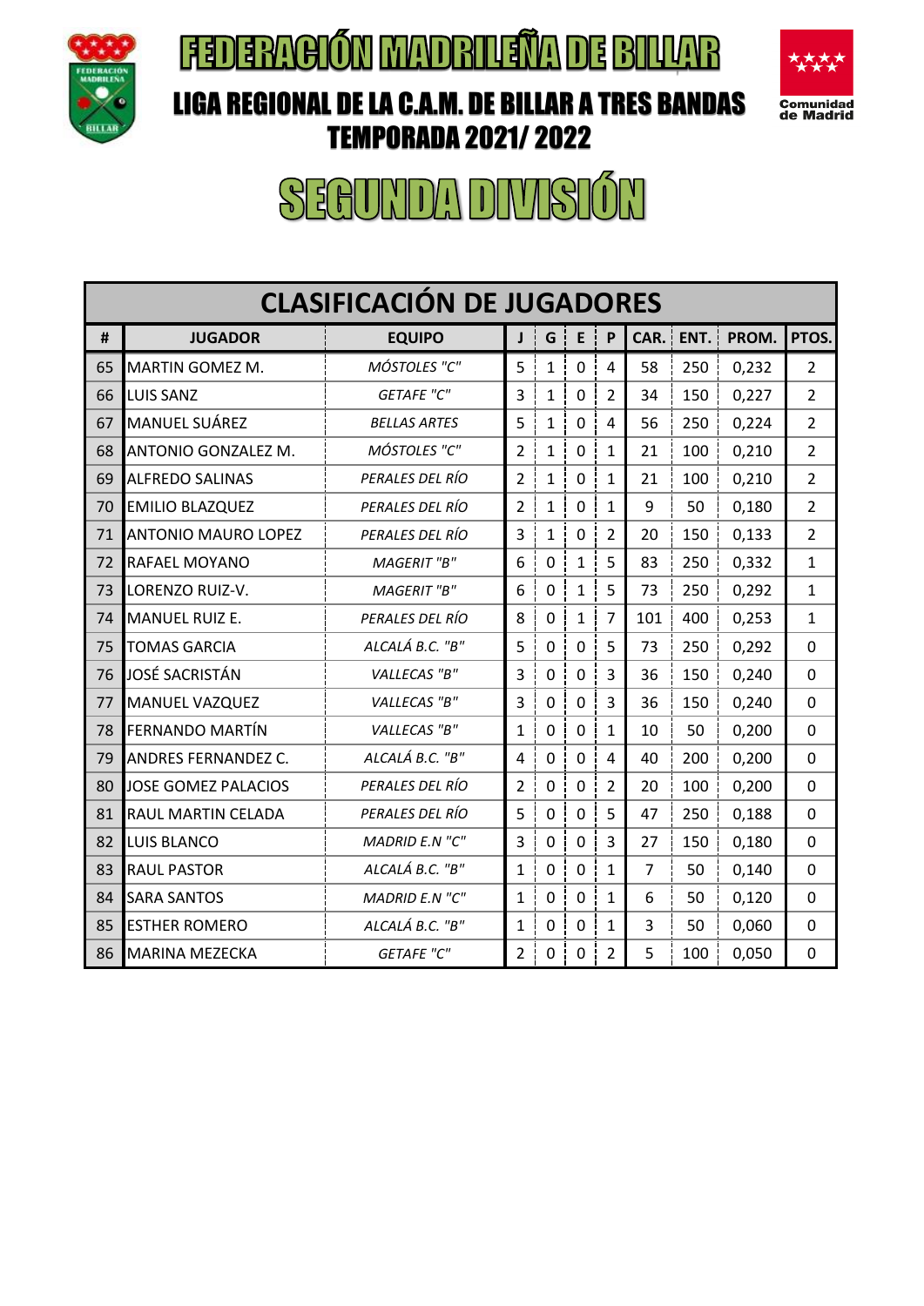# FEDERACIÓN MADRILEÑA DE BILLAR

## LIGA REGIONAL DE LA C.A.M. DE BILLAR A TRES BANDAS
## TEMPORADA 2021/ 2022

# SEGUNDA DIVISIÓN

| CLASIFICACIÓN DE JUGADORES | | | | | | | | | | |
|---|---|---|---|---|---|---|---|---|---|---|
| # | JUGADOR | EQUIPO | J | G | E | P | CAR. | ENT. | PROM. | PTOS. |
| 65 | MARTIN GOMEZ M. | *MÓSTOLES "C"* | 5 | 1 | 0 | 4 | 58 | 250 | 0,232 | 2 |
| 66 | LUIS SANZ | *GETAFE "C"* | 3 | 1 | 0 | 2 | 34 | 150 | 0,227 | 2 |
| 67 | MANUEL SUÁREZ | *BELLAS ARTES* | 5 | 1 | 0 | 4 | 56 | 250 | 0,224 | 2 |
| 68 | ANTONIO GONZALEZ M. | *MÓSTOLES "C"* | 2 | 1 | 0 | 1 | 21 | 100 | 0,210 | 2 |
| 69 | ALFREDO SALINAS | *PERALES DEL RÍO* | 2 | 1 | 0 | 1 | 21 | 100 | 0,210 | 2 |
| 70 | EMILIO BLAZQUEZ | *PERALES DEL RÍO* | 2 | 1 | 0 | 1 | 9 | 50 | 0,180 | 2 |
| 71 | ANTONIO MAURO LOPEZ | *PERALES DEL RÍO* | 3 | 1 | 0 | 2 | 20 | 150 | 0,133 | 2 |
| 72 | RAFAEL MOYANO | *MAGERIT "B"* | 6 | 0 | 1 | 5 | 83 | 250 | 0,332 | 1 |
| 73 | LORENZO RUIZ-V. | *MAGERIT "B"* | 6 | 0 | 1 | 5 | 73 | 250 | 0,292 | 1 |
| 74 | MANUEL RUIZ E. | *PERALES DEL RÍO* | 8 | 0 | 1 | 7 | 101 | 400 | 0,253 | 1 |
| 75 | TOMAS GARCIA | *ALCALÁ B.C. "B"* | 5 | 0 | 0 | 5 | 73 | 250 | 0,292 | 0 |
| 76 | JOSÉ SACRISTÁN | *VALLECAS "B"* | 3 | 0 | 0 | 3 | 36 | 150 | 0,240 | 0 |
| 77 | MANUEL VAZQUEZ | *VALLECAS "B"* | 3 | 0 | 0 | 3 | 36 | 150 | 0,240 | 0 |
| 78 | FERNANDO MARTÍN | *VALLECAS "B"* | 1 | 0 | 0 | 1 | 10 | 50 | 0,200 | 0 |
| 79 | ANDRES FERNANDEZ C. | *ALCALÁ B.C. "B"* | 4 | 0 | 0 | 4 | 40 | 200 | 0,200 | 0 |
| 80 | JOSE GOMEZ PALACIOS | *PERALES DEL RÍO* | 2 | 0 | 0 | 2 | 20 | 100 | 0,200 | 0 |
| 81 | RAUL MARTIN CELADA | *PERALES DEL RÍO* | 5 | 0 | 0 | 5 | 47 | 250 | 0,188 | 0 |
| 82 | LUIS BLANCO | *MADRID E.N "C"* | 3 | 0 | 0 | 3 | 27 | 150 | 0,180 | 0 |
| 83 | RAUL PASTOR | *ALCALÁ B.C. "B"* | 1 | 0 | 0 | 1 | 7 | 50 | 0,140 | 0 |
| 84 | SARA SANTOS | *MADRID E.N "C"* | 1 | 0 | 0 | 1 | 6 | 50 | 0,120 | 0 |
| 85 | ESTHER ROMERO | *ALCALÁ B.C. "B"* | 1 | 0 | 0 | 1 | 3 | 50 | 0,060 | 0 |
| 86 | MARINA MEZECKA | *GETAFE "C"* | 2 | 0 | 0 | 2 | 5 | 100 | 0,050 | 0 |